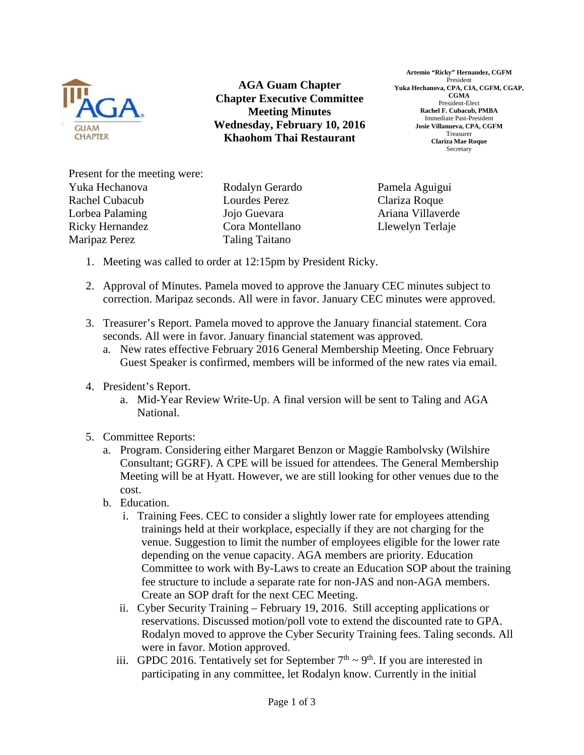# AGA Guam Chapter
## Chapter Executive Committee Meeting Minutes
### Wednesday, February 10, 2016
### Khaohom Thai Restaurant

**Artemio "Ricky" Hernandez, CGFM**
President
**Yuka Hechanova, CPA, CIA, CGFM, CGAP, CGMA**
President-Elect
**Rachel F. Cubacub, PMBA**
Immediate Past-President
**Josie Villanueva, CPA, CGFM**
Treasurer
**Clariza Mae Roque**
Secretary

Present for the meeting were:

Yuka Hechanova
Rachel Cubacub
Lorbea Palaming
Ricky Hernandez
Maripaz Perez
Rodalyn Gerardo
Lourdes Perez
Jojo Guevara
Cora Montellano
Taling Taitano
Pamela Aguigui
Clariza Roque
Ariana Villaverde
Llewelyn Terlaje

1. Meeting was called to order at 12:15pm by President Ricky.

2. Approval of Minutes. Pamela moved to approve the January CEC minutes subject to correction. Maripaz seconds. All were in favor. January CEC minutes were approved.

3. Treasurer's Report. Pamela moved to approve the January financial statement. Cora seconds. All were in favor. January financial statement was approved.
   a. New rates effective February 2016 General Membership Meeting. Once February Guest Speaker is confirmed, members will be informed of the new rates via email.

4. President's Report.
   a. Mid-Year Review Write-Up. A final version will be sent to Taling and AGA National.

5. Committee Reports:
   a. Program. Considering either Margaret Benzon or Maggie Rambolvsky (Wilshire Consultant; GGRF). A CPE will be issued for attendees. The General Membership Meeting will be at Hyatt. However, we are still looking for other venues due to the cost.
   b. Education.
      i. Training Fees. CEC to consider a slightly lower rate for employees attending trainings held at their workplace, especially if they are not charging for the venue. Suggestion to limit the number of employees eligible for the lower rate depending on the venue capacity. AGA members are priority. Education Committee to work with By-Laws to create an Education SOP about the training fee structure to include a separate rate for non-JAS and non-AGA members. Create an SOP draft for the next CEC Meeting.
      ii. Cyber Security Training – February 19, 2016. Still accepting applications or reservations. Discussed motion/poll vote to extend the discounted rate to GPA. Rodalyn moved to approve the Cyber Security Training fees. Taling seconds. All were in favor. Motion approved.
      iii. GPDC 2016. Tentatively set for September 7th ~ 9th. If you are interested in participating in any committee, let Rodalyn know. Currently in the initial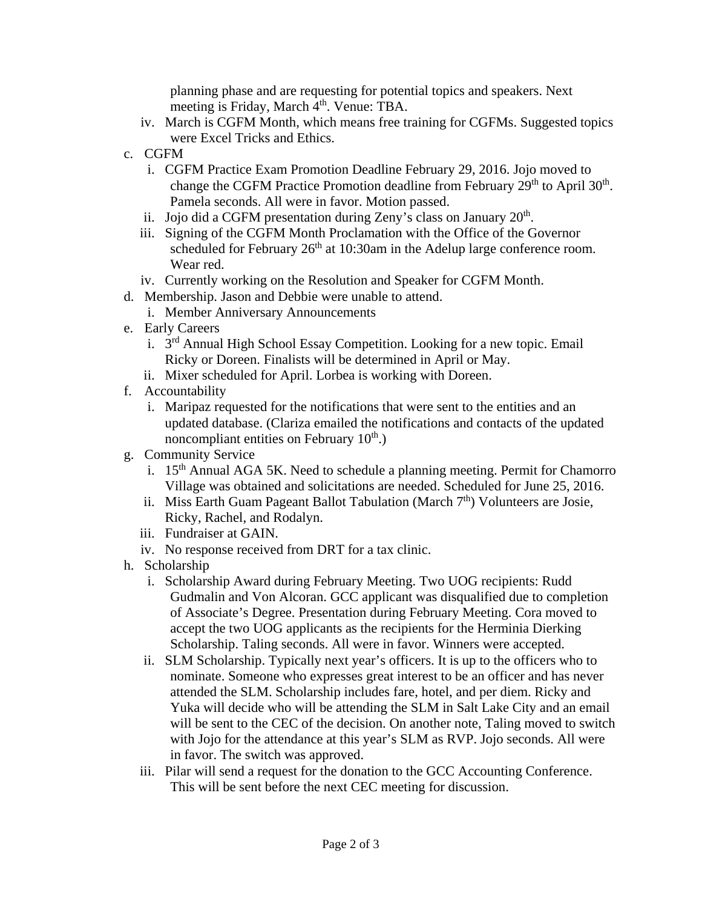planning phase and are requesting for potential topics and speakers. Next meeting is Friday, March 4th. Venue: TBA.

   iv. March is CGFM Month, which means free training for CGFMs. Suggested topics were Excel Tricks and Ethics.

c. CGFM
   i. CGFM Practice Exam Promotion Deadline February 29, 2016. Jojo moved to change the CGFM Practice Promotion deadline from February 29th to April 30th. Pamela seconds. All were in favor. Motion passed.
   ii. Jojo did a CGFM presentation during Zeny's class on January 20th.
   iii. Signing of the CGFM Month Proclamation with the Office of the Governor scheduled for February 26th at 10:30am in the Adelup large conference room. Wear red.
   iv. Currently working on the Resolution and Speaker for CGFM Month.

d. Membership. Jason and Debbie were unable to attend.
   i. Member Anniversary Announcements

e. Early Careers
   i. 3rd Annual High School Essay Competition. Looking for a new topic. Email Ricky or Doreen. Finalists will be determined in April or May.
   ii. Mixer scheduled for April. Lorbea is working with Doreen.

f. Accountability
   i. Maripaz requested for the notifications that were sent to the entities and an updated database. (Clariza emailed the notifications and contacts of the updated noncompliant entities on February 10th.)

g. Community Service
   i. 15th Annual AGA 5K. Need to schedule a planning meeting. Permit for Chamorro Village was obtained and solicitations are needed. Scheduled for June 25, 2016.
   ii. Miss Earth Guam Pageant Ballot Tabulation (March 7th) Volunteers are Josie, Ricky, Rachel, and Rodalyn.
   iii. Fundraiser at GAIN.
   iv. No response received from DRT for a tax clinic.

h. Scholarship
   i. Scholarship Award during February Meeting. Two UOG recipients: Rudd Gudmalin and Von Alcoran. GCC applicant was disqualified due to completion of Associate's Degree. Presentation during February Meeting. Cora moved to accept the two UOG applicants as the recipients for the Herminia Dierking Scholarship. Taling seconds. All were in favor. Winners were accepted.
   ii. SLM Scholarship. Typically next year's officers. It is up to the officers who to nominate. Someone who expresses great interest to be an officer and has never attended the SLM. Scholarship includes fare, hotel, and per diem. Ricky and Yuka will decide who will be attending the SLM in Salt Lake City and an email will be sent to the CEC of the decision. On another note, Taling moved to switch with Jojo for the attendance at this year's SLM as RVP. Jojo seconds. All were in favor. The switch was approved.
   iii. Pilar will send a request for the donation to the GCC Accounting Conference. This will be sent before the next CEC meeting for discussion.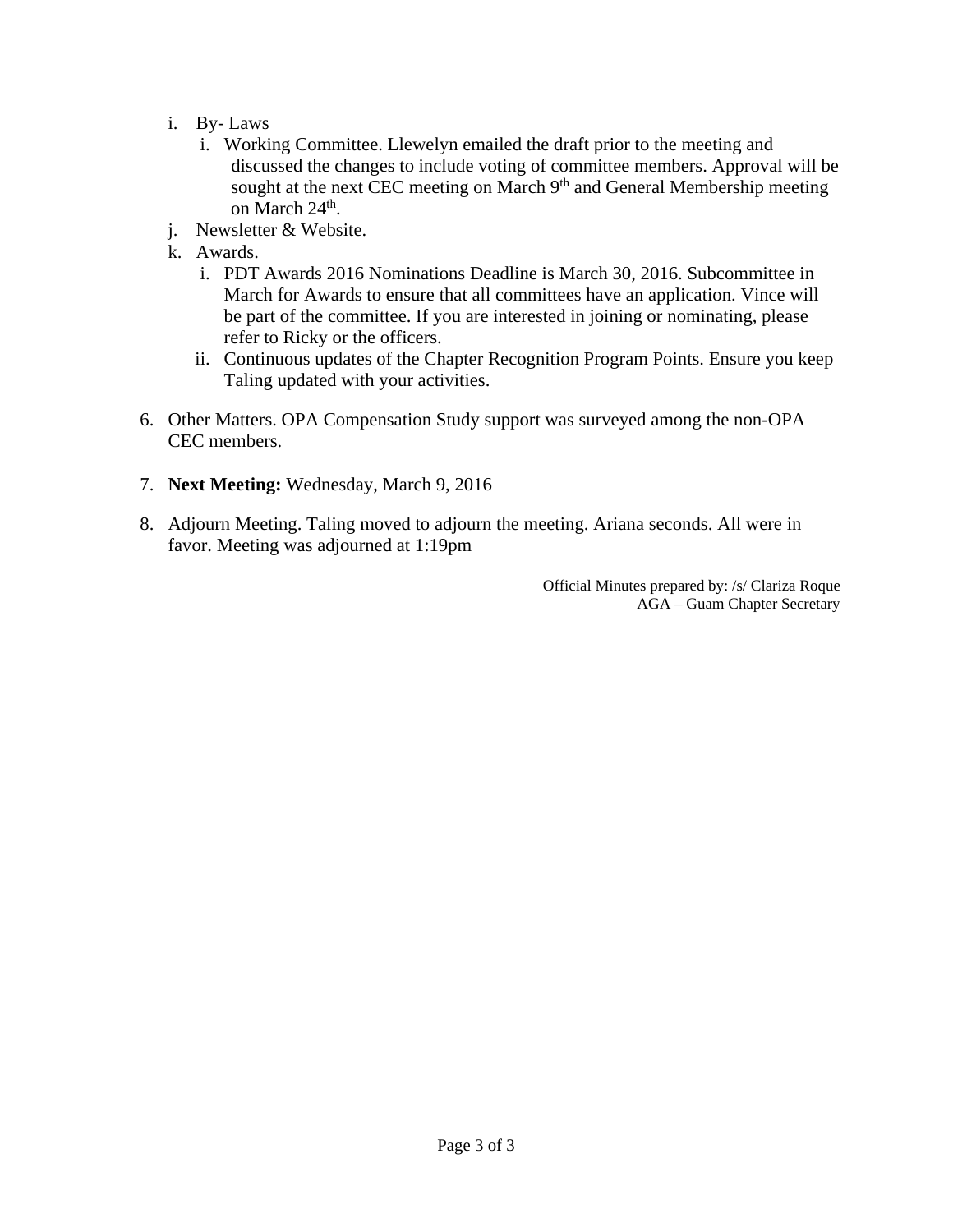- i. By- Laws
  - i. Working Committee. Llewelyn emailed the draft prior to the meeting and discussed the changes to include voting of committee members. Approval will be sought at the next CEC meeting on March 9th and General Membership meeting on March 24th.
- j. Newsletter & Website.
- k. Awards.
  - i. PDT Awards 2016 Nominations Deadline is March 30, 2016. Subcommittee in March for Awards to ensure that all committees have an application. Vince will be part of the committee. If you are interested in joining or nominating, please refer to Ricky or the officers.
  - ii. Continuous updates of the Chapter Recognition Program Points. Ensure you keep Taling updated with your activities.

6. Other Matters. OPA Compensation Study support was surveyed among the non-OPA CEC members.

7. **Next Meeting:** Wednesday, March 9, 2016

8. Adjourn Meeting. Taling moved to adjourn the meeting. Ariana seconds. All were in favor. Meeting was adjourned at 1:19pm

Official Minutes prepared by: /s/ Clariza Roque
AGA – Guam Chapter Secretary